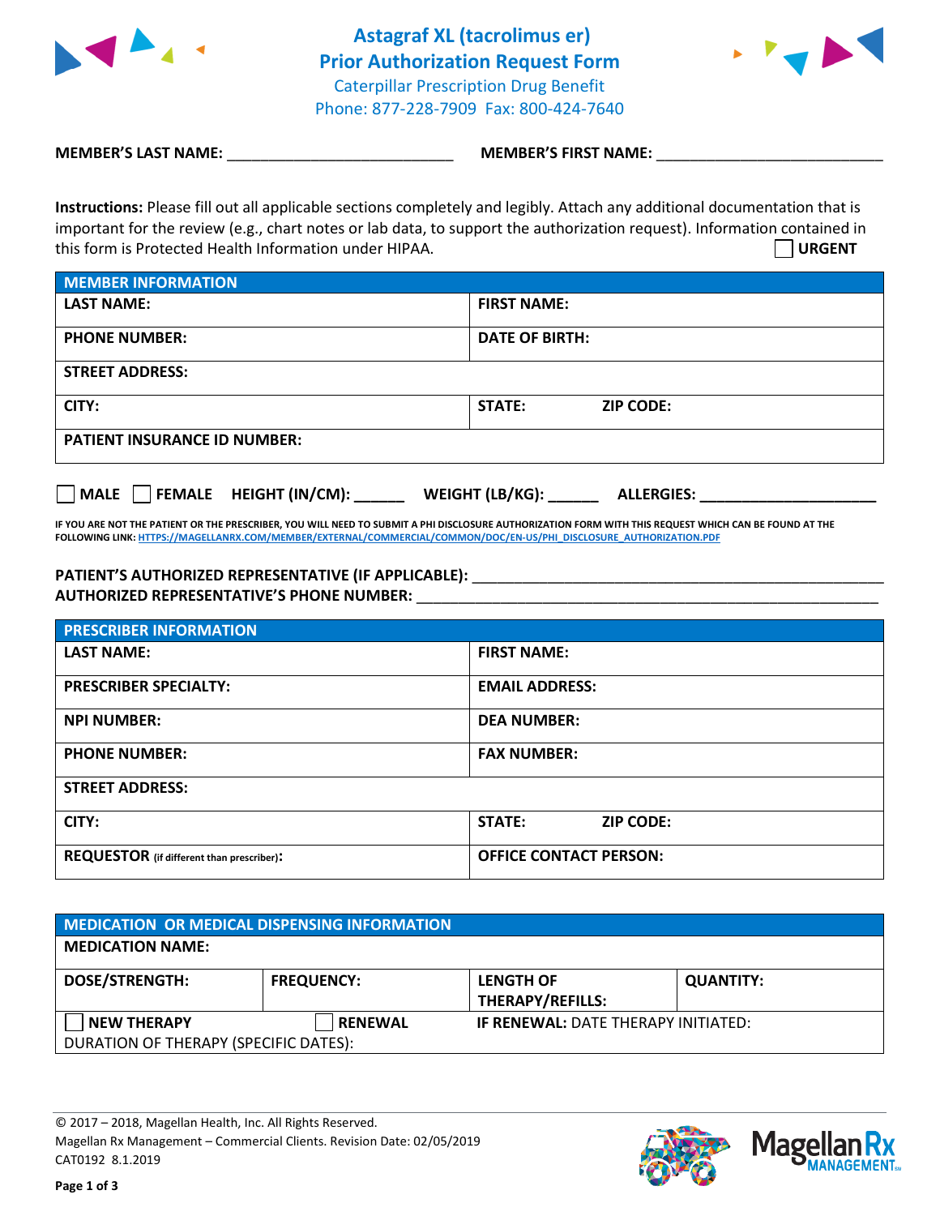# Astagraf XL (tacrolimus er)
# Prior Authorization Request Form

Caterpillar Prescription Drug Benefit
Phone: 877-228-7909 Fax: 800-424-7640

**MEMBER'S LAST NAME:** ___________________________ **MEMBER'S FIRST NAME:** ___________________________

**Instructions:** Please fill out all applicable sections completely and legibly. Attach any additional documentation that is important for the review (e.g., chart notes or lab data, to support the authorization request). Information contained in this form is Protected Health Information under HIPAA.

☐ **URGENT**

| MEMBER INFORMATION | |
|---|---|
| **LAST NAME:** | **FIRST NAME:** |
| **PHONE NUMBER:** | **DATE OF BIRTH:** |
| **STREET ADDRESS:** | |
| **CITY:** | **STATE:** **ZIP CODE:** |
| **PATIENT INSURANCE ID NUMBER:** | |

☐ **MALE** ☐ **FEMALE** **HEIGHT (IN/CM):** ______ **WEIGHT (LB/KG):** ______ **ALLERGIES:** ____________________

**IF YOU ARE NOT THE PATIENT OR THE PRESCRIBER, YOU WILL NEED TO SUBMIT A PHI DISCLOSURE AUTHORIZATION FORM WITH THIS REQUEST WHICH CAN BE FOUND AT THE FOLLOWING LINK: HTTPS://MAGELLANRX.COM/MEMBER/EXTERNAL/COMMERCIAL/COMMON/DOC/EN-US/PHI_DISCLOSURE_AUTHORIZATION.PDF**

**PATIENT'S AUTHORIZED REPRESENTATIVE (IF APPLICABLE):** ____________________________________________
**AUTHORIZED REPRESENTATIVE'S PHONE NUMBER:** ____________________________________________

| PRESCRIBER INFORMATION | |
|---|---|
| **LAST NAME:** | **FIRST NAME:** |
| **PRESCRIBER SPECIALTY:** | **EMAIL ADDRESS:** |
| **NPI NUMBER:** | **DEA NUMBER:** |
| **PHONE NUMBER:** | **FAX NUMBER:** |
| **STREET ADDRESS:** | |
| **CITY:** | **STATE:** **ZIP CODE:** |
| **REQUESTOR** (if different than prescriber)**:** | **OFFICE CONTACT PERSON:** |

| MEDICATION OR MEDICAL DISPENSING INFORMATION | | | |
|---|---|---|---|
| **MEDICATION NAME:** | | | |
| **DOSE/STRENGTH:** | **FREQUENCY:** | **LENGTH OF THERAPY/REFILLS:** | **QUANTITY:** |
| ☐ **NEW THERAPY** | ☐ **RENEWAL** | **IF RENEWAL:** DATE THERAPY INITIATED: | |
| DURATION OF THERAPY (SPECIFIC DATES): | | | |

© 2017 – 2018, Magellan Health, Inc. All Rights Reserved.
Magellan Rx Management – Commercial Clients. Revision Date: 02/05/2019
CAT0192 8.1.2019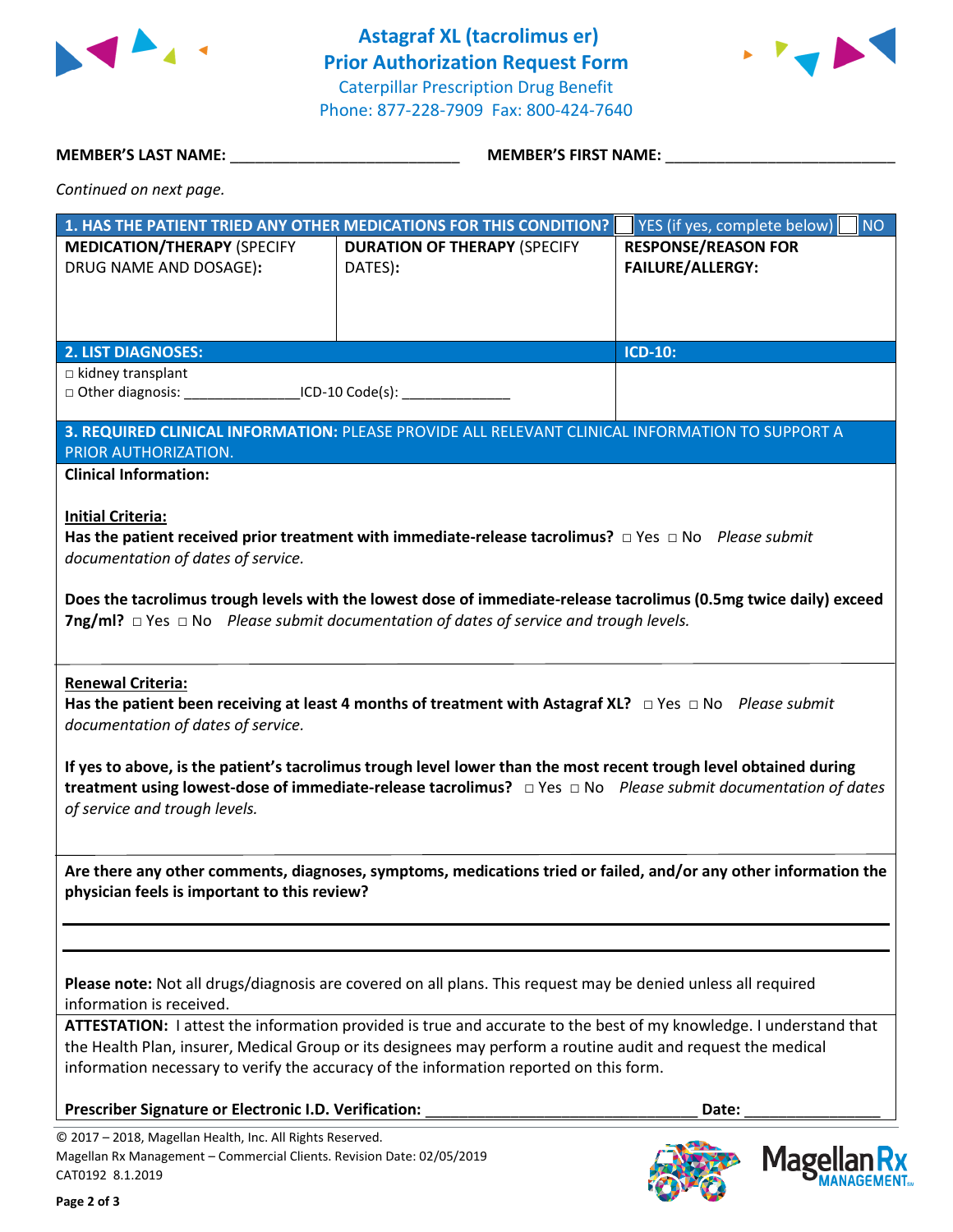# Astagraf XL (tacrolimus er)
## Prior Authorization Request Form

Caterpillar Prescription Drug Benefit
Phone: 877-228-7909 Fax: 800-424-7640

**MEMBER'S LAST NAME:** ___________________________ **MEMBER'S FIRST NAME:** ___________________________

*Continued on next page.*

| **1. HAS THE PATIENT TRIED ANY OTHER MEDICATIONS FOR THIS CONDITION?** | | ☐ YES (if yes, complete below) ☐ NO |
|---|---|---|
| **MEDICATION/THERAPY** (SPECIFY DRUG NAME AND DOSAGE): | **DURATION OF THERAPY** (SPECIFY DATES): | **RESPONSE/REASON FOR FAILURE/ALLERGY:** |
| | | |

| **2. LIST DIAGNOSES:** | **ICD-10:** |
|---|---|
| □ kidney transplant<br>□ Other diagnosis: _______________ICD-10 Code(s): ______________ | |

**3. REQUIRED CLINICAL INFORMATION:** PLEASE PROVIDE ALL RELEVANT CLINICAL INFORMATION TO SUPPORT A PRIOR AUTHORIZATION.

**Clinical Information:**

**Initial Criteria:**

**Has the patient received prior treatment with immediate-release tacrolimus?** □ Yes □ No *Please submit documentation of dates of service.*

**Does the tacrolimus trough levels with the lowest dose of immediate-release tacrolimus (0.5mg twice daily) exceed 7ng/ml?** □ Yes □ No *Please submit documentation of dates of service and trough levels.*

**Renewal Criteria:**

**Has the patient been receiving at least 4 months of treatment with Astagraf XL?** □ Yes □ No *Please submit documentation of dates of service.*

**If yes to above, is the patient's tacrolimus trough level lower than the most recent trough level obtained during treatment using lowest-dose of immediate-release tacrolimus?** □ Yes □ No *Please submit documentation of dates of service and trough levels.*

**Are there any other comments, diagnoses, symptoms, medications tried or failed, and/or any other information the physician feels is important to this review?**

_______________________________________________________________________________

_______________________________________________________________________________

**Please note:** Not all drugs/diagnosis are covered on all plans. This request may be denied unless all required information is received.

**ATTESTATION:** I attest the information provided is true and accurate to the best of my knowledge. I understand that the Health Plan, insurer, Medical Group or its designees may perform a routine audit and request the medical information necessary to verify the accuracy of the information reported on this form.

**Prescriber Signature or Electronic I.D. Verification:** ________________________________ **Date:** ________________

© 2017 – 2018, Magellan Health, Inc. All Rights Reserved.
Magellan Rx Management – Commercial Clients. Revision Date: 02/05/2019
CAT0192 8.1.2019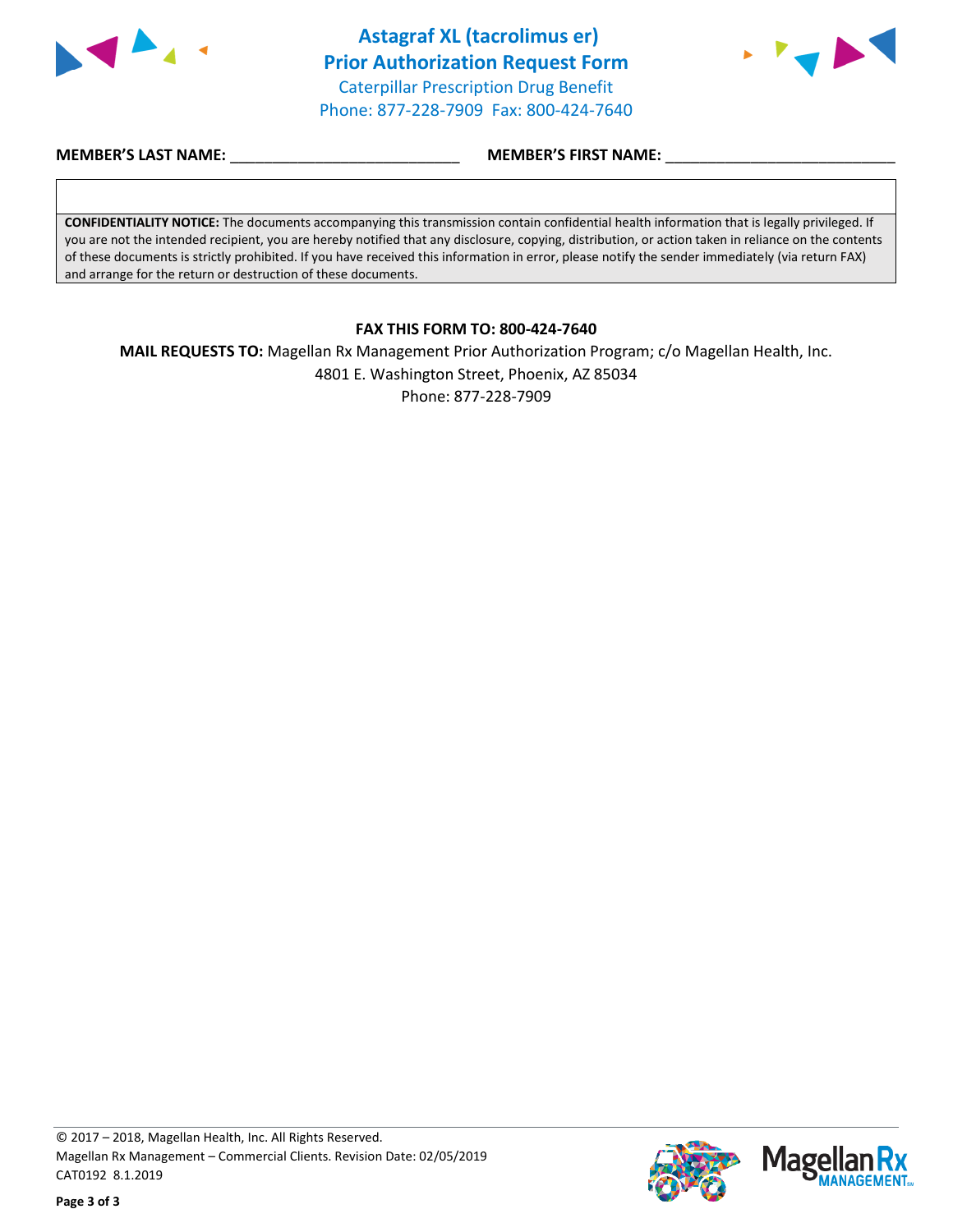**MEMBER'S LAST NAME:** ___________________________ **MEMBER'S FIRST NAME:** ___________________________

**CONFIDENTIALITY NOTICE:** The documents accompanying this transmission contain confidential health information that is legally privileged. If you are not the intended recipient, you are hereby notified that any disclosure, copying, distribution, or action taken in reliance on the contents of these documents is strictly prohibited. If you have received this information in error, please notify the sender immediately (via return FAX) and arrange for the return or destruction of these documents.

**FAX THIS FORM TO: 800-424-7640**

**MAIL REQUESTS TO:** Magellan Rx Management Prior Authorization Program; c/o Magellan Health, Inc.
4801 E. Washington Street, Phoenix, AZ 85034
Phone: 877-228-7909

© 2017 – 2018, Magellan Health, Inc. All Rights Reserved.
Magellan Rx Management – Commercial Clients. Revision Date: 02/05/2019
CAT0192 8.1.2019